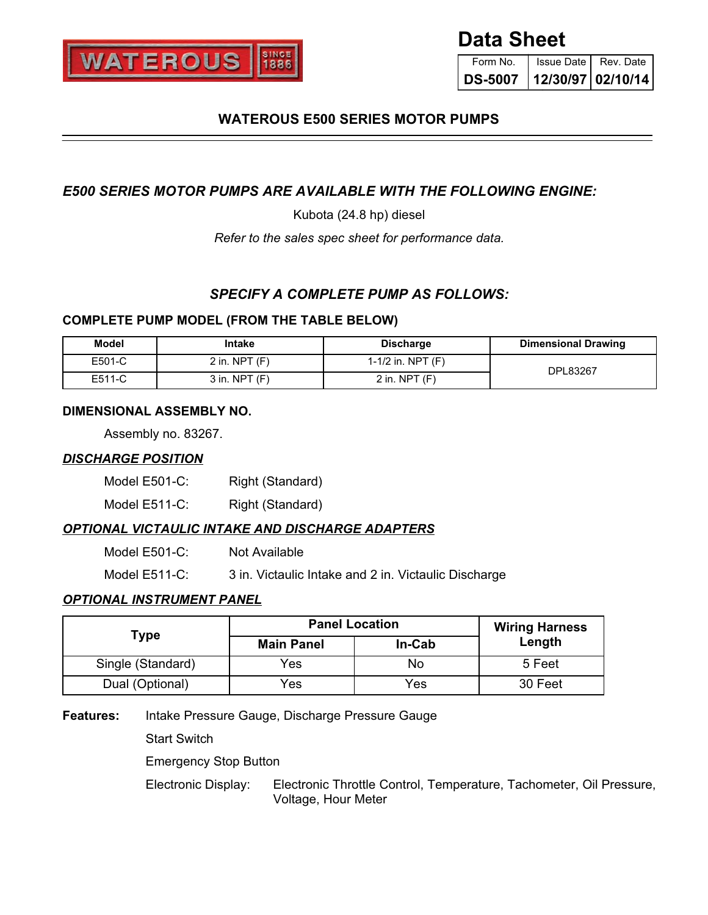WATEROUS SINCE 1886

# Data Sheet

| Form No. | Issue Date | Rev. Date |
|---|---|---|
| **DS-5007** | **12/30/97** | **02/10/14** |

## WATEROUS E500 SERIES MOTOR PUMPS

### *E500 SERIES MOTOR PUMPS ARE AVAILABLE WITH THE FOLLOWING ENGINE:*

Kubota (24.8 hp) diesel

*Refer to the sales spec sheet for performance data.*

### *SPECIFY A COMPLETE PUMP AS FOLLOWS:*

**COMPLETE PUMP MODEL (FROM THE TABLE BELOW)**

| Model | Intake | Discharge | Dimensional Drawing |
|---|---|---|---|
| E501-C | 2 in. NPT (F) | 1-1/2 in. NPT (F) | DPL83267 |
| E511-C | 3 in. NPT (F) | 2 in. NPT (F) | |

**DIMENSIONAL ASSEMBLY NO.**

Assembly no. 83267.

***DISCHARGE POSITION***

Model E501-C: Right (Standard)

Model E511-C: Right (Standard)

***OPTIONAL VICTAULIC INTAKE AND DISCHARGE ADAPTERS***

Model E501-C: Not Available

Model E511-C: 3 in. Victaulic Intake and 2 in. Victaulic Discharge

***OPTIONAL INSTRUMENT PANEL***

| Type | Panel Location | | Wiring Harness Length |
|---|---|---|---|
| | Main Panel | In-Cab | |
| Single (Standard) | Yes | No | 5 Feet |
| Dual (Optional) | Yes | Yes | 30 Feet |

**Features:** Intake Pressure Gauge, Discharge Pressure Gauge

Start Switch

Emergency Stop Button

Electronic Display: Electronic Throttle Control, Temperature, Tachometer, Oil Pressure, Voltage, Hour Meter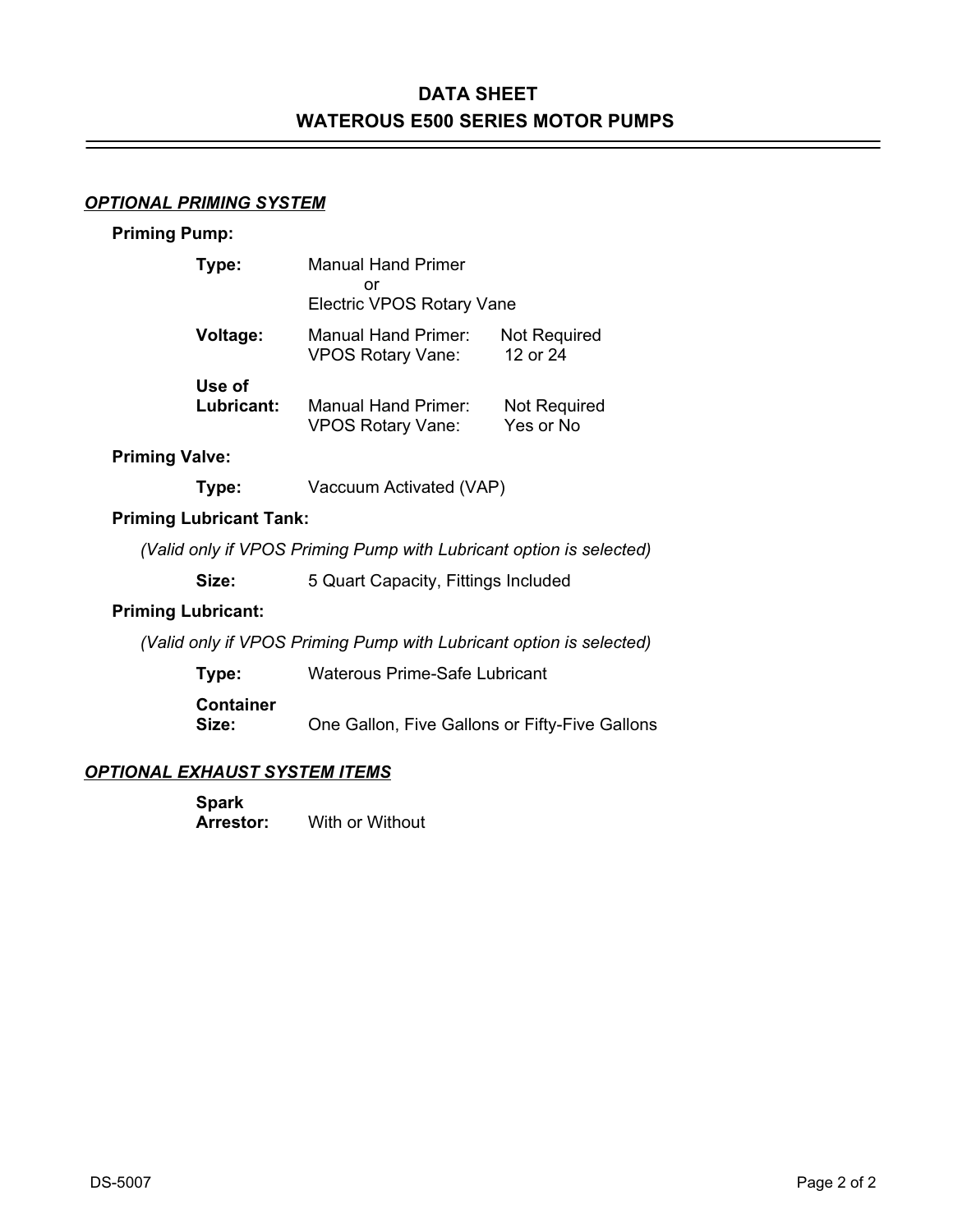# DATA SHEET
# WATEROUS E500 SERIES MOTOR PUMPS

## *OPTIONAL PRIMING SYSTEM*

**Priming Pump:**

| | | |
|---|---|---|
| **Type:** | Manual Hand Primer<br>or<br>Electric VPOS Rotary Vane | |
| **Voltage:** | Manual Hand Primer:<br>VPOS Rotary Vane: | Not Required<br>12 or 24 |
| **Use of Lubricant:** | Manual Hand Primer:<br>VPOS Rotary Vane: | Not Required<br>Yes or No |

**Priming Valve:**

**Type:** Vaccuum Activated (VAP)

**Priming Lubricant Tank:**

*(Valid only if VPOS Priming Pump with Lubricant option is selected)*

**Size:** 5 Quart Capacity, Fittings Included

**Priming Lubricant:**

*(Valid only if VPOS Priming Pump with Lubricant option is selected)*

**Type:** Waterous Prime-Safe Lubricant

**Container Size:** One Gallon, Five Gallons or Fifty-Five Gallons

## *OPTIONAL EXHAUST SYSTEM ITEMS*

**Spark Arrestor:** With or Without

DS-5007